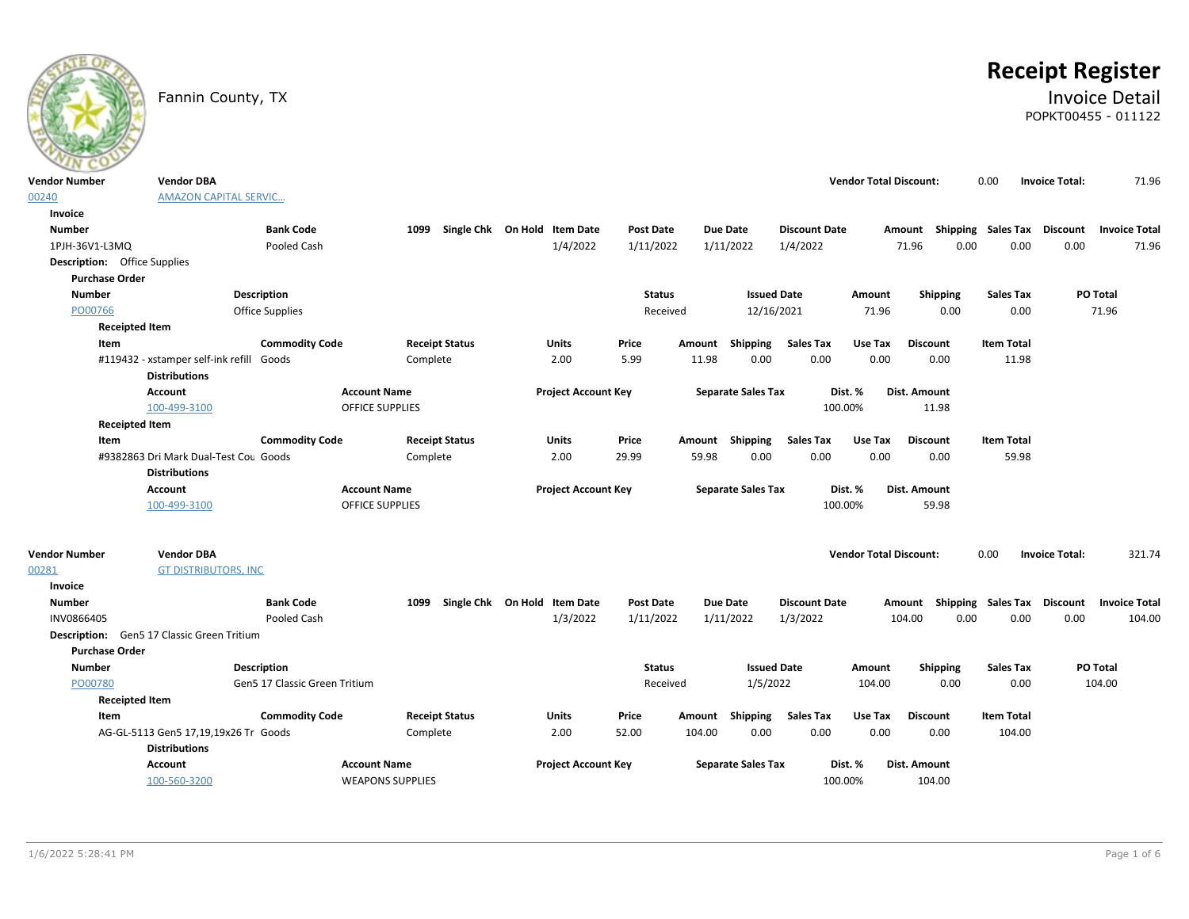Fannin County, TX

# Receipt Register

## Invoice Detail

POPKT00455 - 011122

| Vendor Number | Vendor DBA | Vendor Total Discount: | Invoice Total: |
|---|---|---|---|
| 00240 | AMAZON CAPITAL SERVIC... | 0.00 | 71.96 |

**Invoice**

| Number | Bank Code | 1099 | Single Chk | On Hold | Item Date | Post Date | Due Date | Discount Date | Amount | Shipping | Sales Tax | Discount | Invoice Total |
|---|---|---|---|---|---|---|---|---|---|---|---|---|---|
| 1PJH-36V1-L3MQ | Pooled Cash | | | | 1/4/2022 | 1/11/2022 | 1/11/2022 | 1/4/2022 | 71.96 | 0.00 | 0.00 | 0.00 | 71.96 |

**Description:** Office Supplies

**Purchase Order**

| Number | Description | Status | Issued Date | Amount | Shipping | Sales Tax | PO Total |
|---|---|---|---|---|---|---|---|
| PO00766 | Office Supplies | Received | 12/16/2021 | 71.96 | 0.00 | 0.00 | 71.96 |

**Receipted Item**

| Item | Commodity Code | Receipt Status | Units | Price | Amount | Shipping | Sales Tax | Use Tax | Discount | Item Total |
|---|---|---|---|---|---|---|---|---|---|---|
| #119432 - xstamper self-ink refill | Goods | Complete | 2.00 | 5.99 | 11.98 | 0.00 | 0.00 | 0.00 | 0.00 | 11.98 |

**Distributions**

| Account | Account Name | Project Account Key | Separate Sales Tax | Dist. % | Dist. Amount |
|---|---|---|---|---|---|
| 100-499-3100 | OFFICE SUPPLIES | | | 100.00% | 11.98 |

**Receipted Item**

| Item | Commodity Code | Receipt Status | Units | Price | Amount | Shipping | Sales Tax | Use Tax | Discount | Item Total |
|---|---|---|---|---|---|---|---|---|---|---|
| #9382863 Dri Mark Dual-Test Cou | Goods | Complete | 2.00 | 29.99 | 59.98 | 0.00 | 0.00 | 0.00 | 0.00 | 59.98 |

**Distributions**

| Account | Account Name | Project Account Key | Separate Sales Tax | Dist. % | Dist. Amount |
|---|---|---|---|---|---|
| 100-499-3100 | OFFICE SUPPLIES | | | 100.00% | 59.98 |

| Vendor Number | Vendor DBA | Vendor Total Discount: | Invoice Total: |
|---|---|---|---|
| 00281 | GT DISTRIBUTORS, INC | 0.00 | 321.74 |

**Invoice**

| Number | Bank Code | 1099 | Single Chk | On Hold | Item Date | Post Date | Due Date | Discount Date | Amount | Shipping | Sales Tax | Discount | Invoice Total |
|---|---|---|---|---|---|---|---|---|---|---|---|---|---|
| INV0866405 | Pooled Cash | | | | 1/3/2022 | 1/11/2022 | 1/11/2022 | 1/3/2022 | 104.00 | 0.00 | 0.00 | 0.00 | 104.00 |

**Description:** Gen5 17 Classic Green Tritium

**Purchase Order**

| Number | Description | Status | Issued Date | Amount | Shipping | Sales Tax | PO Total |
|---|---|---|---|---|---|---|---|
| PO00780 | Gen5 17 Classic Green Tritium | Received | 1/5/2022 | 104.00 | 0.00 | 0.00 | 104.00 |

**Receipted Item**

| Item | Commodity Code | Receipt Status | Units | Price | Amount | Shipping | Sales Tax | Use Tax | Discount | Item Total |
|---|---|---|---|---|---|---|---|---|---|---|
| AG-GL-5113 Gen5 17,19,19x26 Tr | Goods | Complete | 2.00 | 52.00 | 104.00 | 0.00 | 0.00 | 0.00 | 0.00 | 104.00 |

**Distributions**

| Account | Account Name | Project Account Key | Separate Sales Tax | Dist. % | Dist. Amount |
|---|---|---|---|---|---|
| 100-560-3200 | WEAPONS SUPPLIES | | | 100.00% | 104.00 |

1/6/2022 5:28:41 PM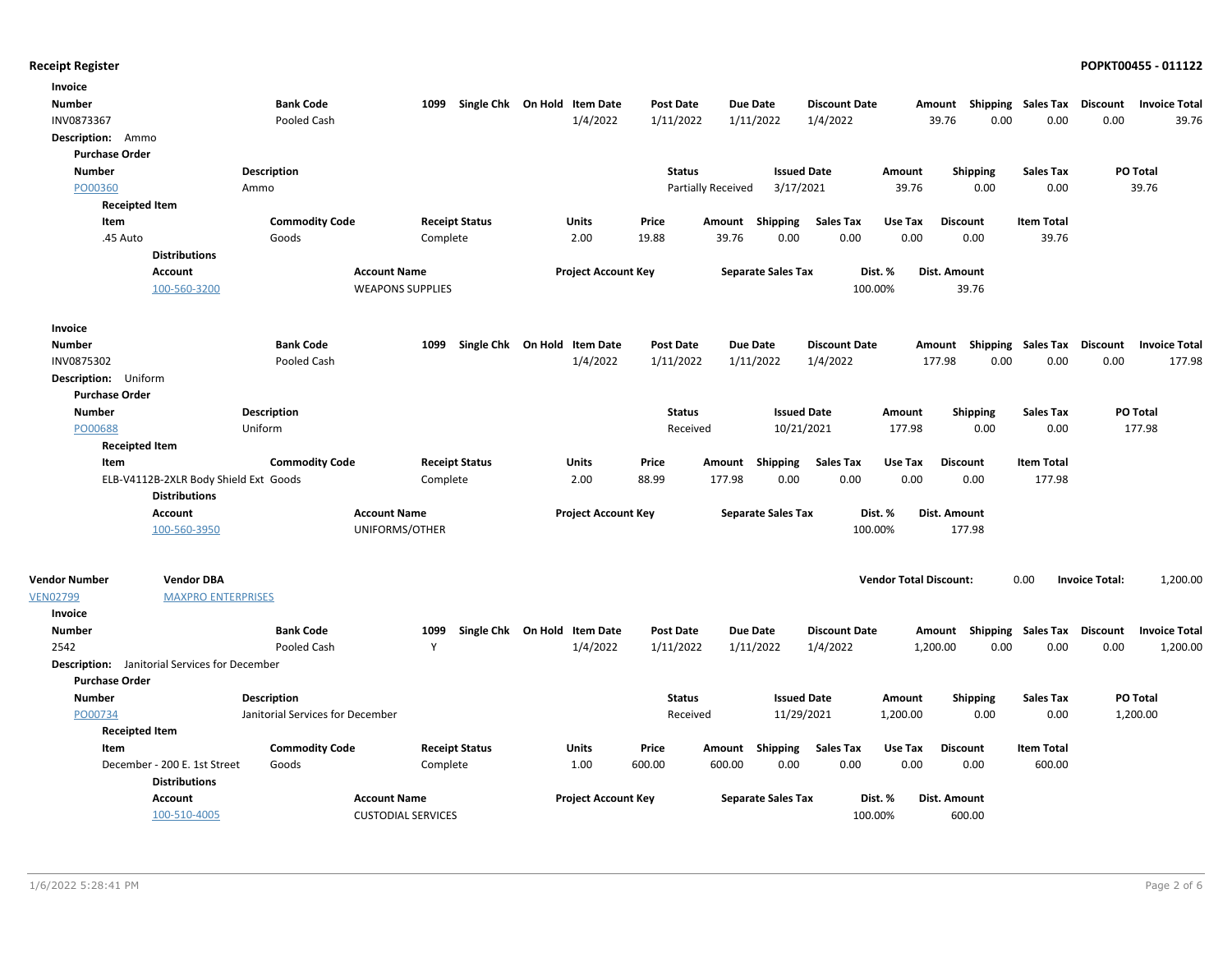**Receipt Register** **POPKT00455 - 011122**

**Invoice**

| Number | Bank Code | 1099 | Single Chk | On Hold | Item Date | Post Date | Due Date | Discount Date | Amount | Shipping | Sales Tax | Discount | Invoice Total |
|---|---|---|---|---|---|---|---|---|---|---|---|---|---|
| INV0873367 | Pooled Cash | | | | 1/4/2022 | 1/11/2022 | 1/11/2022 | 1/4/2022 | 39.76 | 0.00 | 0.00 | 0.00 | 39.76 |

**Description:** Ammo

**Purchase Order**

| Number | Description | Status | Issued Date | Amount | Shipping | Sales Tax | PO Total |
|---|---|---|---|---|---|---|---|
| PO00360 | Ammo | Partially Received | 3/17/2021 | 39.76 | 0.00 | 0.00 | 39.76 |

**Receipted Item**

| Item | Commodity Code | Receipt Status | Units | Price | Amount | Shipping | Sales Tax | Use Tax | Discount | Item Total |
|---|---|---|---|---|---|---|---|---|---|---|
| .45 Auto | Goods | Complete | 2.00 | 19.88 | 39.76 | 0.00 | 0.00 | 0.00 | 0.00 | 39.76 |

**Distributions**

| Account | Account Name | Project Account Key | Separate Sales Tax | Dist. % | Dist. Amount |
|---|---|---|---|---|---|
| 100-560-3200 | WEAPONS SUPPLIES | | | 100.00% | 39.76 |

**Invoice**

| Number | Bank Code | 1099 | Single Chk | On Hold | Item Date | Post Date | Due Date | Discount Date | Amount | Shipping | Sales Tax | Discount | Invoice Total |
|---|---|---|---|---|---|---|---|---|---|---|---|---|---|
| INV0875302 | Pooled Cash | | | | 1/4/2022 | 1/11/2022 | 1/11/2022 | 1/4/2022 | 177.98 | 0.00 | 0.00 | 0.00 | 177.98 |

**Description:** Uniform

**Purchase Order**

| Number | Description | Status | Issued Date | Amount | Shipping | Sales Tax | PO Total |
|---|---|---|---|---|---|---|---|
| PO00688 | Uniform | Received | 10/21/2021 | 177.98 | 0.00 | 0.00 | 177.98 |

**Receipted Item**

| Item | Commodity Code | Receipt Status | Units | Price | Amount | Shipping | Sales Tax | Use Tax | Discount | Item Total |
|---|---|---|---|---|---|---|---|---|---|---|
| ELB-V4112B-2XLR Body Shield Ext | Goods | Complete | 2.00 | 88.99 | 177.98 | 0.00 | 0.00 | 0.00 | 0.00 | 177.98 |

**Distributions**

| Account | Account Name | Project Account Key | Separate Sales Tax | Dist. % | Dist. Amount |
|---|---|---|---|---|---|
| 100-560-3950 | UNIFORMS/OTHER | | | 100.00% | 177.98 |

| Vendor Number | Vendor DBA | Vendor Total Discount: | Invoice Total: |
|---|---|---|---|
| VEN02799 | MAXPRO ENTERPRISES | 0.00 | 1,200.00 |

**Invoice**

| Number | Bank Code | 1099 | Single Chk | On Hold | Item Date | Post Date | Due Date | Discount Date | Amount | Shipping | Sales Tax | Discount | Invoice Total |
|---|---|---|---|---|---|---|---|---|---|---|---|---|---|
| 2542 | Pooled Cash | Y | | | 1/4/2022 | 1/11/2022 | 1/11/2022 | 1/4/2022 | 1,200.00 | 0.00 | 0.00 | 0.00 | 1,200.00 |

**Description:** Janitorial Services for December

**Purchase Order**

| Number | Description | Status | Issued Date | Amount | Shipping | Sales Tax | PO Total |
|---|---|---|---|---|---|---|---|
| PO00734 | Janitorial Services for December | Received | 11/29/2021 | 1,200.00 | 0.00 | 0.00 | 1,200.00 |

**Receipted Item**

| Item | Commodity Code | Receipt Status | Units | Price | Amount | Shipping | Sales Tax | Use Tax | Discount | Item Total |
|---|---|---|---|---|---|---|---|---|---|---|
| December - 200 E. 1st Street | Goods | Complete | 1.00 | 600.00 | 600.00 | 0.00 | 0.00 | 0.00 | 0.00 | 600.00 |

**Distributions**

| Account | Account Name | Project Account Key | Separate Sales Tax | Dist. % | Dist. Amount |
|---|---|---|---|---|---|
| 100-510-4005 | CUSTODIAL SERVICES | | | 100.00% | 600.00 |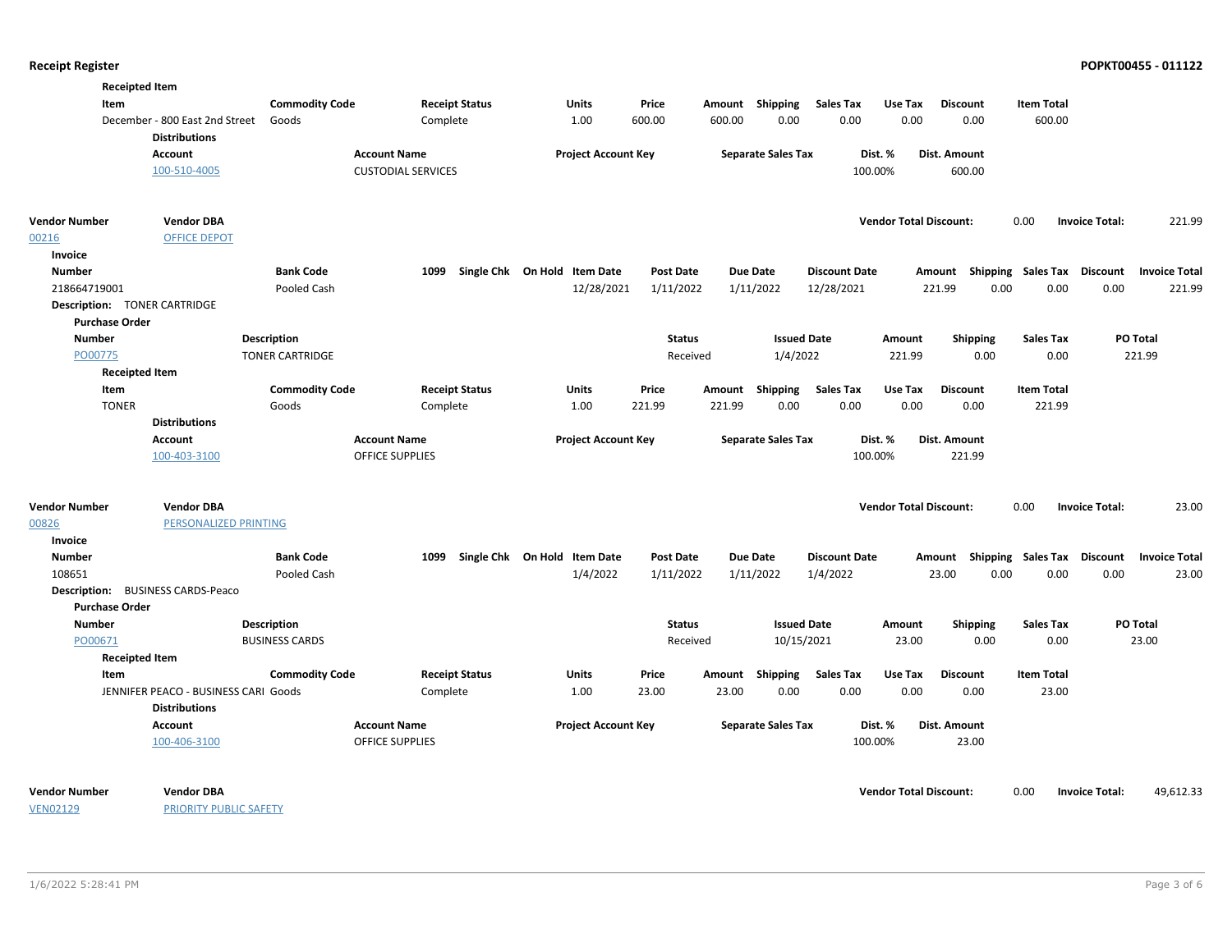## Receipt Register

**POPKT00455 - 011122**

**Receipted Item**

| Item | Commodity Code | Receipt Status | Units | Price | Amount | Shipping | Sales Tax | Use Tax | Discount | Item Total |
|---|---|---|---|---|---|---|---|---|---|---|
| December - 800 East 2nd Street | Goods | Complete | 1.00 | 600.00 | 600.00 | 0.00 | 0.00 | 0.00 | 0.00 | 600.00 |

**Distributions**

| Account | Account Name | Project Account Key | Separate Sales Tax | Dist. % | Dist. Amount |
|---|---|---|---|---|---|
| 100-510-4005 | CUSTODIAL SERVICES | | | 100.00% | 600.00 |

---

| Vendor Number | Vendor DBA | Vendor Total Discount: | Invoice Total: |
|---|---|---|---|
| 00216 | OFFICE DEPOT | 0.00 | 221.99 |

**Invoice**

| Number | Bank Code | 1099 | Single Chk | On Hold | Item Date | Post Date | Due Date | Discount Date | Amount | Shipping | Sales Tax | Discount | Invoice Total |
|---|---|---|---|---|---|---|---|---|---|---|---|---|---|
| 218664719001 | Pooled Cash | | | | 12/28/2021 | 1/11/2022 | 1/11/2022 | 12/28/2021 | 221.99 | 0.00 | 0.00 | 0.00 | 221.99 |

**Description:** TONER CARTRIDGE

**Purchase Order**

| Number | Description | Status | Issued Date | Amount | Shipping | Sales Tax | PO Total |
|---|---|---|---|---|---|---|---|
| PO00775 | TONER CARTRIDGE | Received | 1/4/2022 | 221.99 | 0.00 | 0.00 | 221.99 |

**Receipted Item**

| Item | Commodity Code | Receipt Status | Units | Price | Amount | Shipping | Sales Tax | Use Tax | Discount | Item Total |
|---|---|---|---|---|---|---|---|---|---|---|
| TONER | Goods | Complete | 1.00 | 221.99 | 221.99 | 0.00 | 0.00 | 0.00 | 0.00 | 221.99 |

**Distributions**

| Account | Account Name | Project Account Key | Separate Sales Tax | Dist. % | Dist. Amount |
|---|---|---|---|---|---|
| 100-403-3100 | OFFICE SUPPLIES | | | 100.00% | 221.99 |

---

| Vendor Number | Vendor DBA | Vendor Total Discount: | Invoice Total: |
|---|---|---|---|
| 00826 | PERSONALIZED PRINTING | 0.00 | 23.00 |

**Invoice**

| Number | Bank Code | 1099 | Single Chk | On Hold | Item Date | Post Date | Due Date | Discount Date | Amount | Shipping | Sales Tax | Discount | Invoice Total |
|---|---|---|---|---|---|---|---|---|---|---|---|---|---|
| 108651 | Pooled Cash | | | | 1/4/2022 | 1/11/2022 | 1/11/2022 | 1/4/2022 | 23.00 | 0.00 | 0.00 | 0.00 | 23.00 |

**Description:** BUSINESS CARDS-Peaco

**Purchase Order**

| Number | Description | Status | Issued Date | Amount | Shipping | Sales Tax | PO Total |
|---|---|---|---|---|---|---|---|
| PO00671 | BUSINESS CARDS | Received | 10/15/2021 | 23.00 | 0.00 | 0.00 | 23.00 |

**Receipted Item**

| Item | Commodity Code | Receipt Status | Units | Price | Amount | Shipping | Sales Tax | Use Tax | Discount | Item Total |
|---|---|---|---|---|---|---|---|---|---|---|
| JENNIFER PEACO - BUSINESS CARI | Goods | Complete | 1.00 | 23.00 | 23.00 | 0.00 | 0.00 | 0.00 | 0.00 | 23.00 |

**Distributions**

| Account | Account Name | Project Account Key | Separate Sales Tax | Dist. % | Dist. Amount |
|---|---|---|---|---|---|
| 100-406-3100 | OFFICE SUPPLIES | | | 100.00% | 23.00 |

---

| Vendor Number | Vendor DBA | Vendor Total Discount: | Invoice Total: |
|---|---|---|---|
| VEN02129 | PRIORITY PUBLIC SAFETY | 0.00 | 49,612.33 |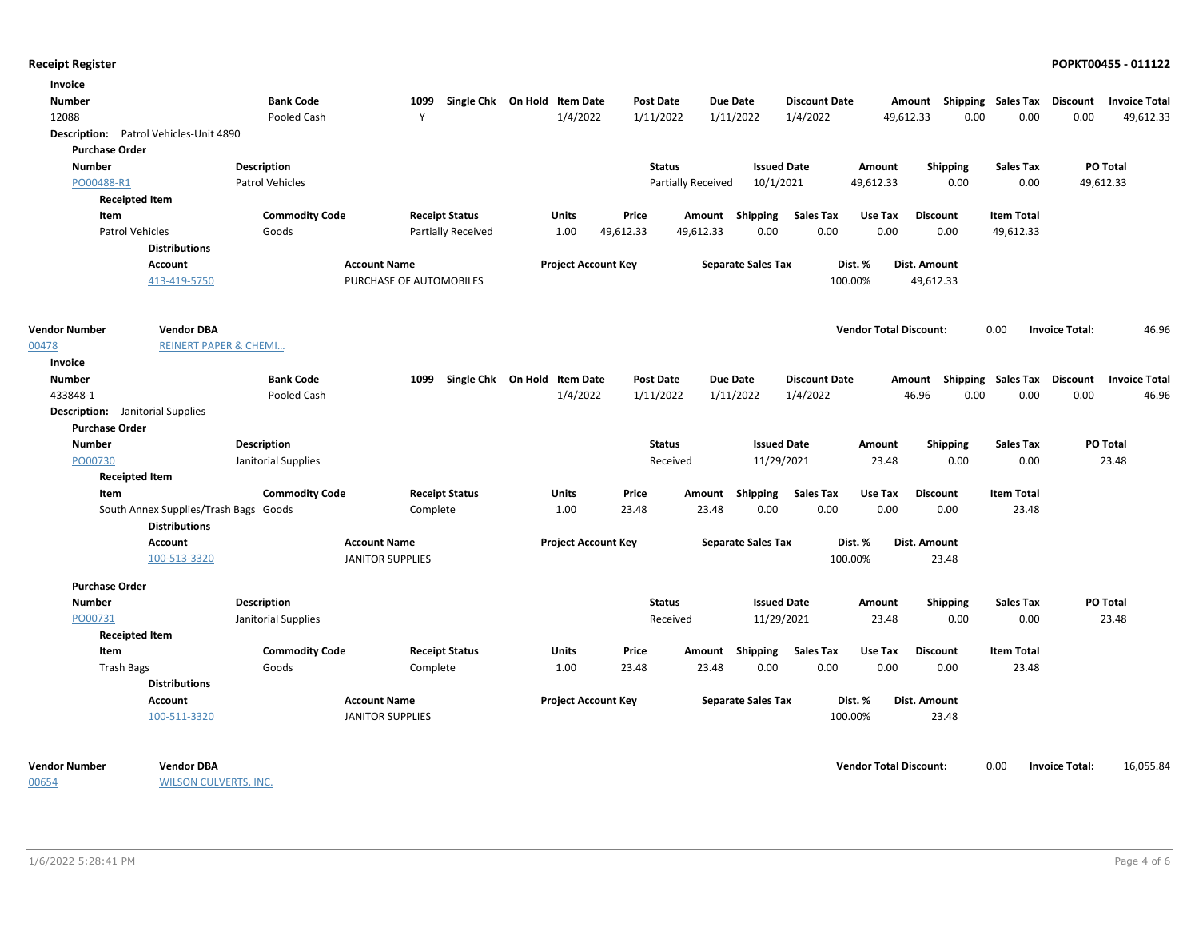**Receipt Register** **POPKT00455 - 011122**

**Invoice**

| Number | Bank Code | 1099 | Single Chk | On Hold | Item Date | Post Date | Due Date | Discount Date | Amount | Shipping | Sales Tax | Discount | Invoice Total |
|---|---|---|---|---|---|---|---|---|---|---|---|---|---|
| 12088 | Pooled Cash | Y | | | 1/4/2022 | 1/11/2022 | 1/11/2022 | 1/4/2022 | 49,612.33 | 0.00 | 0.00 | 0.00 | 49,612.33 |

**Description:** Patrol Vehicles-Unit 4890

**Purchase Order**

| Number | Description | Status | Issued Date | Amount | Shipping | Sales Tax | PO Total |
|---|---|---|---|---|---|---|---|
| PO00488-R1 | Patrol Vehicles | Partially Received | 10/1/2021 | 49,612.33 | 0.00 | 0.00 | 49,612.33 |

**Receipted Item**

| Item | Commodity Code | Receipt Status | Units | Price | Amount | Shipping | Sales Tax | Use Tax | Discount | Item Total |
|---|---|---|---|---|---|---|---|---|---|---|
| Patrol Vehicles | Goods | Partially Received | 1.00 | 49,612.33 | 49,612.33 | 0.00 | 0.00 | 0.00 | 0.00 | 49,612.33 |

**Distributions**

| Account | Account Name | Project Account Key | Separate Sales Tax | Dist. % | Dist. Amount |
|---|---|---|---|---|---|
| 413-419-5750 | PURCHASE OF AUTOMOBILES | | | 100.00% | 49,612.33 |

| Vendor Number | Vendor DBA | Vendor Total Discount: | 0.00 | Invoice Total: | 46.96 |
|---|---|---|---|---|---|
| 00478 | REINERT PAPER & CHEMI... | | | | |

**Invoice**

| Number | Bank Code | 1099 | Single Chk | On Hold | Item Date | Post Date | Due Date | Discount Date | Amount | Shipping | Sales Tax | Discount | Invoice Total |
|---|---|---|---|---|---|---|---|---|---|---|---|---|---|
| 433848-1 | Pooled Cash | | | | 1/4/2022 | 1/11/2022 | 1/11/2022 | 1/4/2022 | 46.96 | 0.00 | 0.00 | 0.00 | 46.96 |

**Description:** Janitorial Supplies

**Purchase Order**

| Number | Description | Status | Issued Date | Amount | Shipping | Sales Tax | PO Total |
|---|---|---|---|---|---|---|---|
| PO00730 | Janitorial Supplies | Received | 11/29/2021 | 23.48 | 0.00 | 0.00 | 23.48 |

**Receipted Item**

| Item | Commodity Code | Receipt Status | Units | Price | Amount | Shipping | Sales Tax | Use Tax | Discount | Item Total |
|---|---|---|---|---|---|---|---|---|---|---|
| South Annex Supplies/Trash Bags | Goods | Complete | 1.00 | 23.48 | 23.48 | 0.00 | 0.00 | 0.00 | 0.00 | 23.48 |

**Distributions**

| Account | Account Name | Project Account Key | Separate Sales Tax | Dist. % | Dist. Amount |
|---|---|---|---|---|---|
| 100-513-3320 | JANITOR SUPPLIES | | | 100.00% | 23.48 |

**Purchase Order**

| Number | Description | Status | Issued Date | Amount | Shipping | Sales Tax | PO Total |
|---|---|---|---|---|---|---|---|
| PO00731 | Janitorial Supplies | Received | 11/29/2021 | 23.48 | 0.00 | 0.00 | 23.48 |

**Receipted Item**

| Item | Commodity Code | Receipt Status | Units | Price | Amount | Shipping | Sales Tax | Use Tax | Discount | Item Total |
|---|---|---|---|---|---|---|---|---|---|---|
| Trash Bags | Goods | Complete | 1.00 | 23.48 | 23.48 | 0.00 | 0.00 | 0.00 | 0.00 | 23.48 |

**Distributions**

| Account | Account Name | Project Account Key | Separate Sales Tax | Dist. % | Dist. Amount |
|---|---|---|---|---|---|
| 100-511-3320 | JANITOR SUPPLIES | | | 100.00% | 23.48 |

| Vendor Number | Vendor DBA | Vendor Total Discount: | 0.00 | Invoice Total: | 16,055.84 |
|---|---|---|---|---|---|
| 00654 | WILSON CULVERTS, INC. | | | | |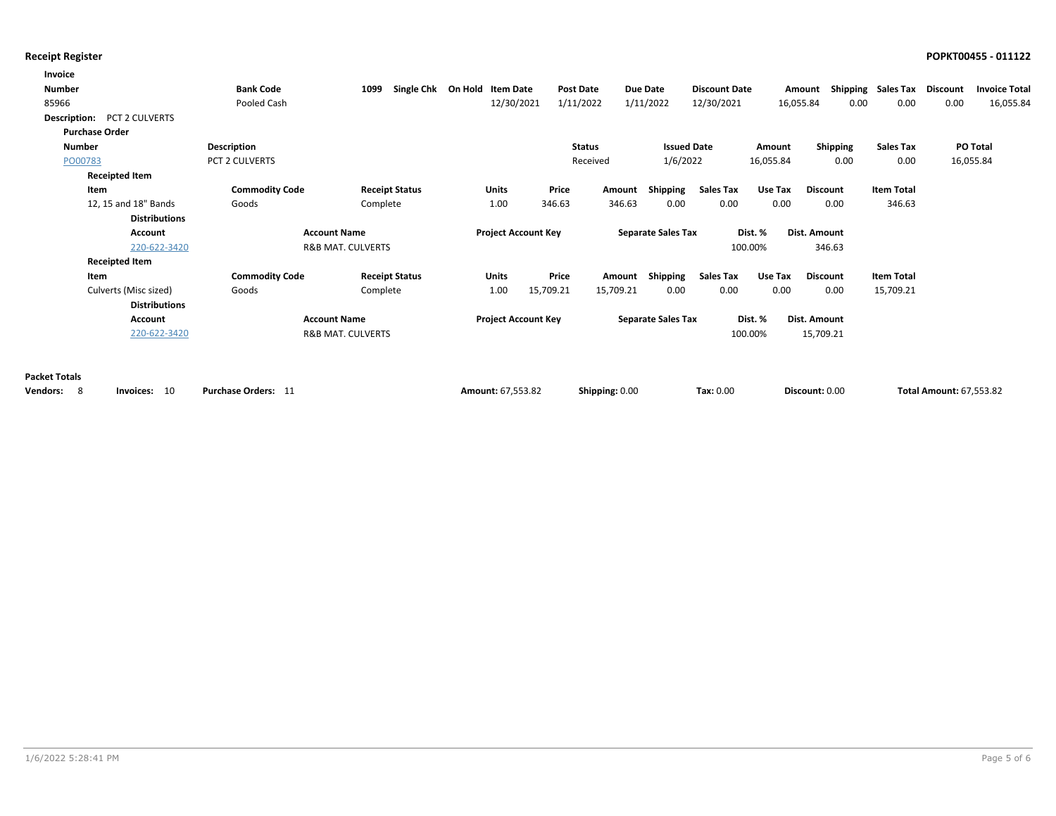**Receipt Register** **POPKT00455 - 011122**

**Invoice**

| Number | Bank Code | 1099 | Single Chk | On Hold | Item Date | Post Date | Due Date | Discount Date | Amount | Shipping | Sales Tax | Discount | Invoice Total |
|---|---|---|---|---|---|---|---|---|---|---|---|---|---|
| 85966 | Pooled Cash | | | | 12/30/2021 | 1/11/2022 | 1/11/2022 | 12/30/2021 | 16,055.84 | 0.00 | 0.00 | 0.00 | 16,055.84 |

**Description:** PCT 2 CULVERTS

**Purchase Order**

| Number | Description | Status | Issued Date | Amount | Shipping | Sales Tax | PO Total |
|---|---|---|---|---|---|---|---|
| PO00783 | PCT 2 CULVERTS | Received | 1/6/2022 | 16,055.84 | 0.00 | 0.00 | 16,055.84 |

**Receipted Item**

| Item | Commodity Code | Receipt Status | Units | Price | Amount | Shipping | Sales Tax | Use Tax | Discount | Item Total |
|---|---|---|---|---|---|---|---|---|---|---|
| 12, 15 and 18" Bands | Goods | Complete | 1.00 | 346.63 | 346.63 | 0.00 | 0.00 | 0.00 | 0.00 | 346.63 |

**Distributions**

| Account | Account Name | Project Account Key | Separate Sales Tax | Dist. % | Dist. Amount |
|---|---|---|---|---|---|
| 220-622-3420 | R&B MAT. CULVERTS | | | 100.00% | 346.63 |

**Receipted Item**

| Item | Commodity Code | Receipt Status | Units | Price | Amount | Shipping | Sales Tax | Use Tax | Discount | Item Total |
|---|---|---|---|---|---|---|---|---|---|---|
| Culverts (Misc sized) | Goods | Complete | 1.00 | 15,709.21 | 15,709.21 | 0.00 | 0.00 | 0.00 | 0.00 | 15,709.21 |

**Distributions**

| Account | Account Name | Project Account Key | Separate Sales Tax | Dist. % | Dist. Amount |
|---|---|---|---|---|---|
| 220-622-3420 | R&B MAT. CULVERTS | | | 100.00% | 15,709.21 |

**Packet Totals**

**Vendors:** 8 **Invoices:** 10 **Purchase Orders:** 11 **Amount:** 67,553.82 **Shipping:** 0.00 **Tax:** 0.00 **Discount:** 0.00 **Total Amount:** 67,553.82

1/6/2022 5:28:41 PM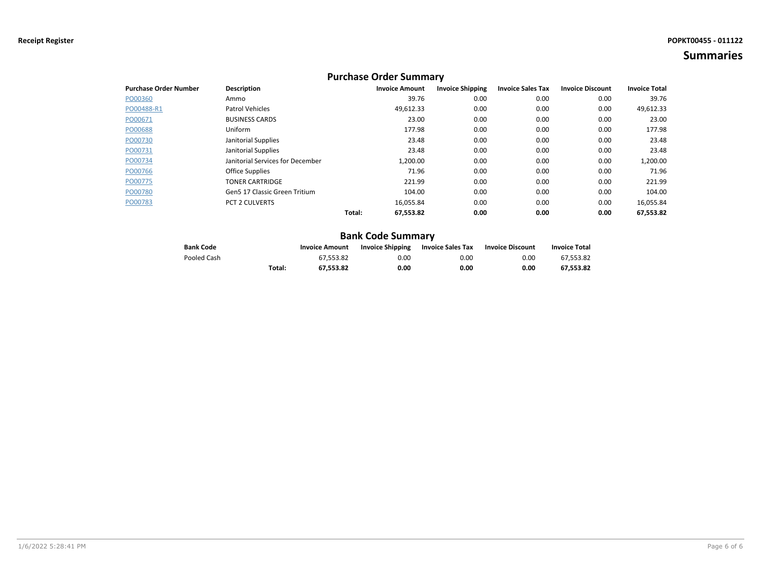# Summaries

## Purchase Order Summary

| Purchase Order Number | Description | | Invoice Amount | Invoice Shipping | Invoice Sales Tax | Invoice Discount | Invoice Total |
|---|---|---|---|---|---|---|---|
| PO00360 | Ammo | | 39.76 | 0.00 | 0.00 | 0.00 | 39.76 |
| PO00488-R1 | Patrol Vehicles | | 49,612.33 | 0.00 | 0.00 | 0.00 | 49,612.33 |
| PO00671 | BUSINESS CARDS | | 23.00 | 0.00 | 0.00 | 0.00 | 23.00 |
| PO00688 | Uniform | | 177.98 | 0.00 | 0.00 | 0.00 | 177.98 |
| PO00730 | Janitorial Supplies | | 23.48 | 0.00 | 0.00 | 0.00 | 23.48 |
| PO00731 | Janitorial Supplies | | 23.48 | 0.00 | 0.00 | 0.00 | 23.48 |
| PO00734 | Janitorial Services for December | | 1,200.00 | 0.00 | 0.00 | 0.00 | 1,200.00 |
| PO00766 | Office Supplies | | 71.96 | 0.00 | 0.00 | 0.00 | 71.96 |
| PO00775 | TONER CARTRIDGE | | 221.99 | 0.00 | 0.00 | 0.00 | 221.99 |
| PO00780 | Gen5 17 Classic Green Tritium | | 104.00 | 0.00 | 0.00 | 0.00 | 104.00 |
| PO00783 | PCT 2 CULVERTS | | 16,055.84 | 0.00 | 0.00 | 0.00 | 16,055.84 |
| | | **Total:** | **67,553.82** | **0.00** | **0.00** | **0.00** | **67,553.82** |

## Bank Code Summary

| Bank Code | | Invoice Amount | Invoice Shipping | Invoice Sales Tax | Invoice Discount | Invoice Total |
|---|---|---|---|---|---|---|
| Pooled Cash | | 67,553.82 | 0.00 | 0.00 | 0.00 | 67,553.82 |
| | **Total:** | **67,553.82** | **0.00** | **0.00** | **0.00** | **67,553.82** |